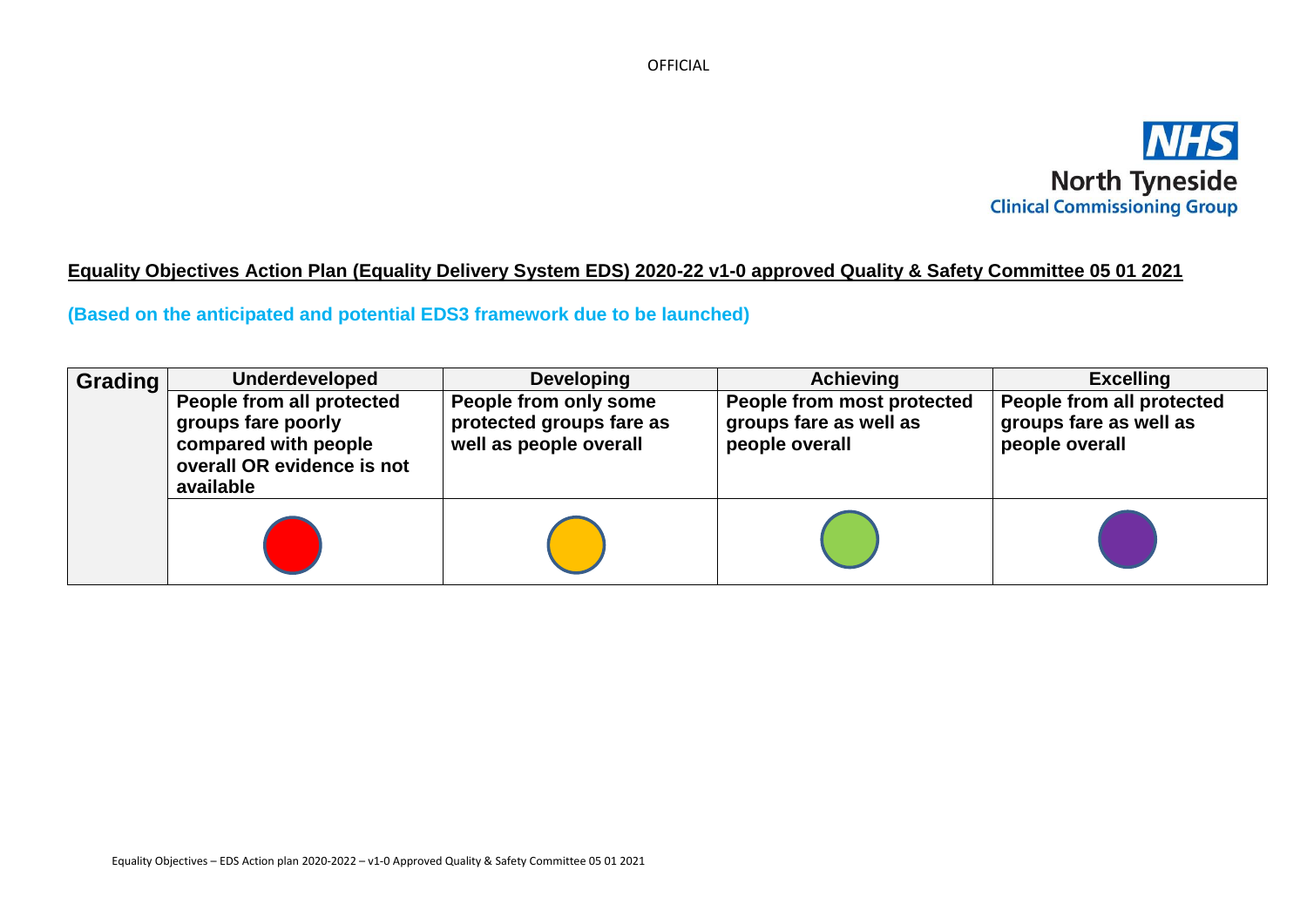NHS North Tyneside Clinical Commissioning Group

**Equality Objectives Action Plan (Equality Delivery System EDS) 2020-22 v1-0 approved Quality & Safety Committee 05 01 2021**

**(Based on the anticipated and potential EDS3 framework due to be launched)**

| Grading | Underdeveloped | Developing | Achieving | Excelling |
|---|---|---|---|---|
| | **People from all protected groups fare poorly compared with people overall OR evidence is not available** | **People from only some protected groups fare as well as people overall** | **People from most protected groups fare as well as people overall** | **People from all protected groups fare as well as people overall** |
| | Red | Amber | Green | Purple |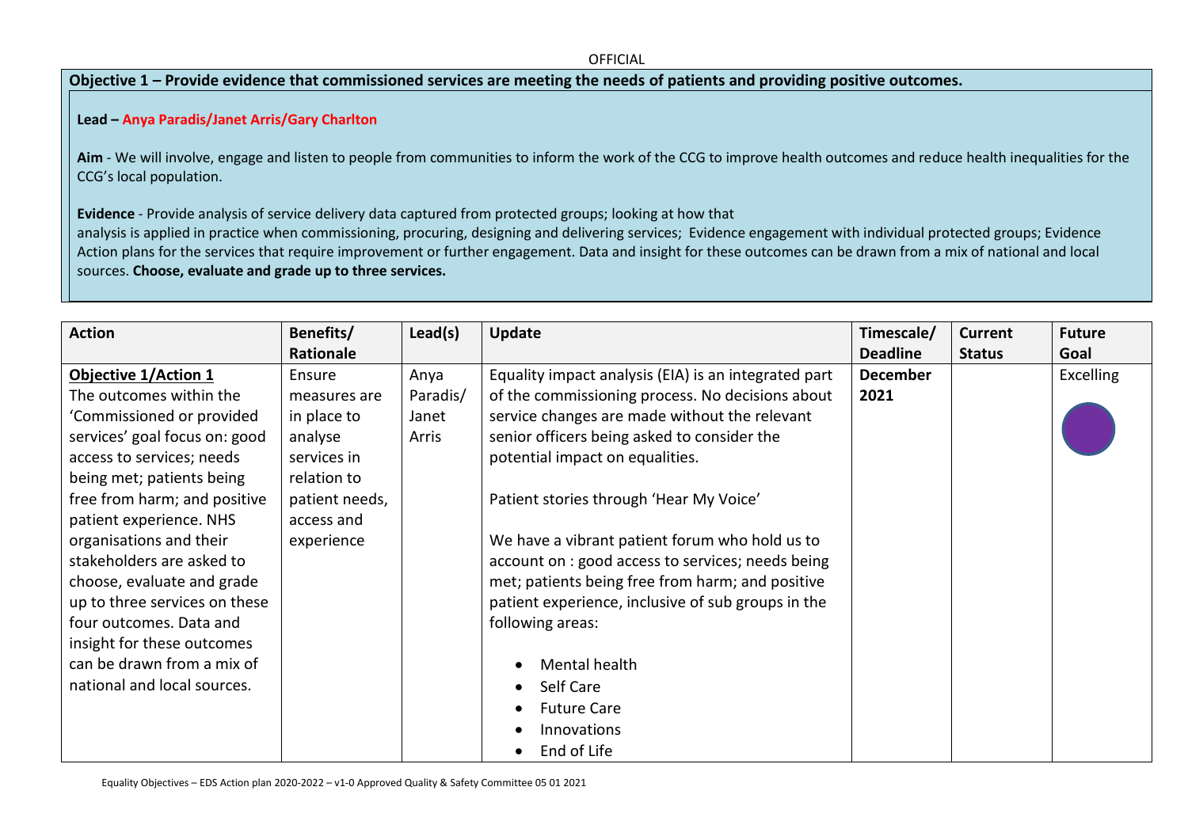**Objective 1 – Provide evidence that commissioned services are meeting the needs of patients and providing positive outcomes.**

**Lead – Anya Paradis/Janet Arris/Gary Charlton**

**Aim** - We will involve, engage and listen to people from communities to inform the work of the CCG to improve health outcomes and reduce health inequalities for the CCG's local population.

**Evidence** - Provide analysis of service delivery data captured from protected groups; looking at how that analysis is applied in practice when commissioning, procuring, designing and delivering services; Evidence engagement with individual protected groups; Evidence Action plans for the services that require improvement or further engagement. Data and insight for these outcomes can be drawn from a mix of national and local sources. **Choose, evaluate and grade up to three services.**

| Action | Benefits/ Rationale | Lead(s) | Update | Timescale/ Deadline | Current Status | Future Goal |
|---|---|---|---|---|---|---|
| **Objective 1/Action 1**<br>The outcomes within the 'Commissioned or provided services' goal focus on: good access to services; needs being met; patients being free from harm; and positive patient experience. NHS organisations and their stakeholders are asked to choose, evaluate and grade up to three services on these four outcomes. Data and insight for these outcomes can be drawn from a mix of national and local sources. | Ensure measures are in place to analyse services in relation to patient needs, access and experience | Anya Paradis/ Janet Arris | Equality impact analysis (EIA) is an integrated part of the commissioning process. No decisions about service changes are made without the relevant senior officers being asked to consider the potential impact on equalities.<br><br>Patient stories through 'Hear My Voice'<br><br>We have a vibrant patient forum who hold us to account on : good access to services; needs being met; patients being free from harm; and positive patient experience, inclusive of sub groups in the following areas:<br>• Mental health<br>• Self Care<br>• Future Care<br>• Innovations<br>• End of Life | **December 2021** | | Excelling |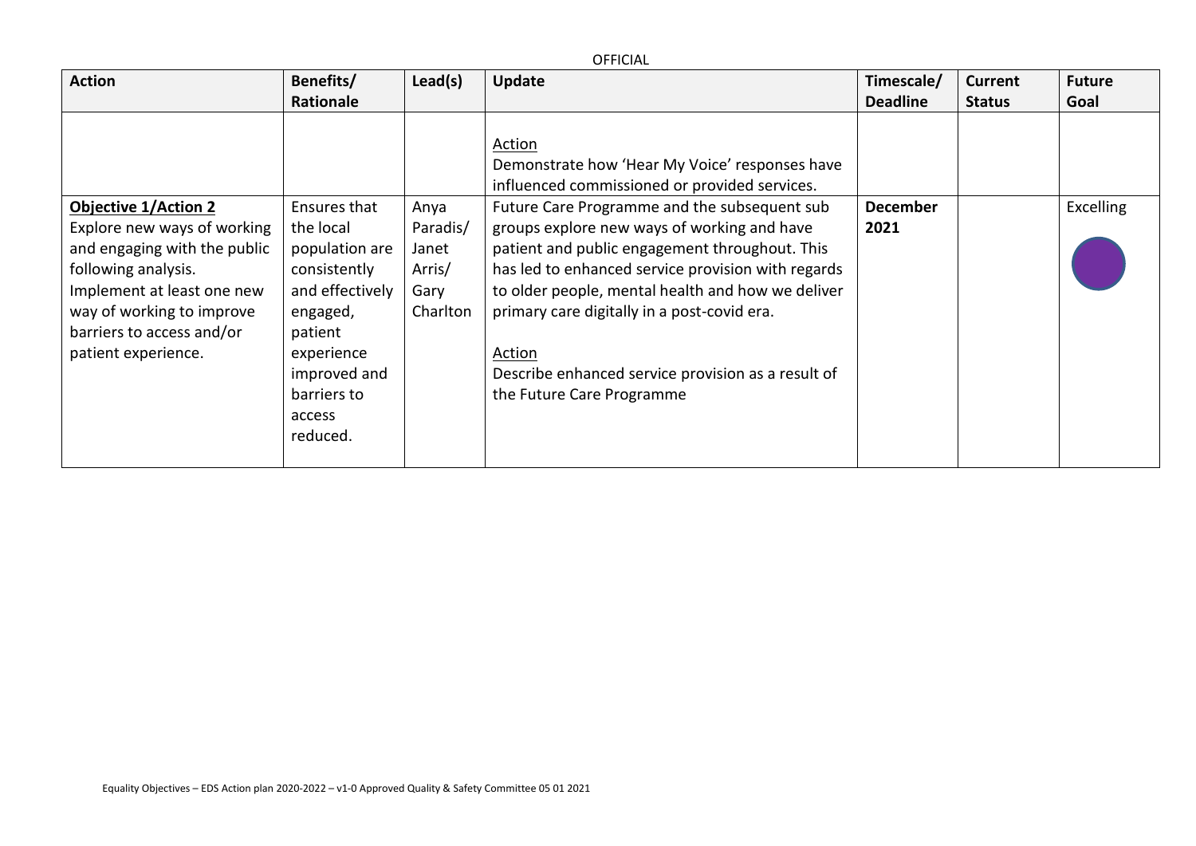| Action | Benefits/ Rationale | Lead(s) | Update | Timescale/ Deadline | Current Status | Future Goal |
|---|---|---|---|---|---|---|
| | | | Action<br>Demonstrate how 'Hear My Voice' responses have influenced commissioned or provided services. | | | |
| **Objective 1/Action 2**<br>Explore new ways of working and engaging with the public following analysis.<br>Implement at least one new way of working to improve barriers to access and/or patient experience. | Ensures that the local population are consistently and effectively engaged, patient experience improved and barriers to access reduced. | Anya Paradis/ Janet Arris/ Gary Charlton | Future Care Programme and the subsequent sub groups explore new ways of working and have patient and public engagement throughout. This has led to enhanced service provision with regards to older people, mental health and how we deliver primary care digitally in a post-covid era.<br><br>Action<br>Describe enhanced service provision as a result of the Future Care Programme | **December 2021** | | Excelling |

Equality Objectives – EDS Action plan 2020-2022 – v1-0 Approved Quality & Safety Committee 05 01 2021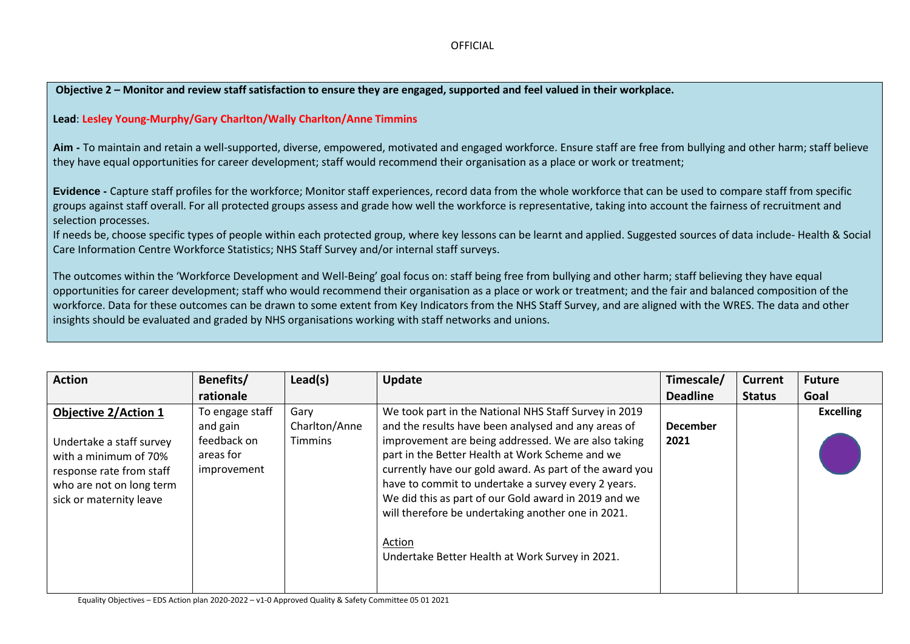**Objective 2 – Monitor and review staff satisfaction to ensure they are engaged, supported and feel valued in their workplace.**

**Lead**: **Lesley Young-Murphy/Gary Charlton/Wally Charlton/Anne Timmins**

**Aim -** To maintain and retain a well-supported, diverse, empowered, motivated and engaged workforce. Ensure staff are free from bullying and other harm; staff believe they have equal opportunities for career development; staff would recommend their organisation as a place or work or treatment;

**Evidence -** Capture staff profiles for the workforce; Monitor staff experiences, record data from the whole workforce that can be used to compare staff from specific groups against staff overall. For all protected groups assess and grade how well the workforce is representative, taking into account the fairness of recruitment and selection processes.

If needs be, choose specific types of people within each protected group, where key lessons can be learnt and applied. Suggested sources of data include- Health & Social Care Information Centre Workforce Statistics; NHS Staff Survey and/or internal staff surveys.

The outcomes within the 'Workforce Development and Well-Being' goal focus on: staff being free from bullying and other harm; staff believing they have equal opportunities for career development; staff who would recommend their organisation as a place or work or treatment; and the fair and balanced composition of the workforce. Data for these outcomes can be drawn to some extent from Key Indicators from the NHS Staff Survey, and are aligned with the WRES. The data and other insights should be evaluated and graded by NHS organisations working with staff networks and unions.

| Action | Benefits/ rationale | Lead(s) | Update | Timescale/ Deadline | Current Status | Future Goal |
|---|---|---|---|---|---|---|
| **Objective 2/Action 1**<br><br>Undertake a staff survey with a minimum of 70% response rate from staff who are not on long term sick or maternity leave | To engage staff and gain feedback on areas for improvement | Gary Charlton/Anne Timmins | We took part in the National NHS Staff Survey in 2019 and the results have been analysed and any areas of improvement are being addressed. We are also taking part in the Better Health at Work Scheme and we currently have our gold award. As part of the award you have to commit to undertake a survey every 2 years. We did this as part of our Gold award in 2019 and we will therefore be undertaking another one in 2021.<br><br>Action<br>Undertake Better Health at Work Survey in 2021. | **December 2021** | | **Excelling** |

Equality Objectives – EDS Action plan 2020-2022 – v1-0 Approved Quality & Safety Committee 05 01 2021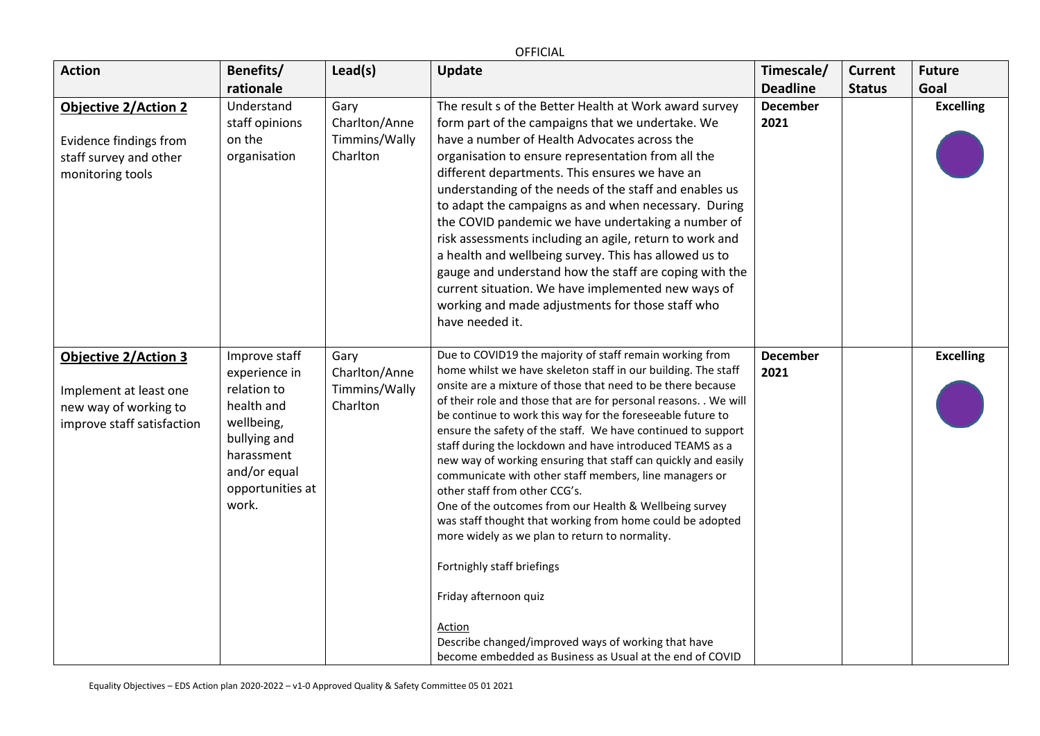| Action | Benefits/ rationale | Lead(s) | Update | Timescale/ Deadline | Current Status | Future Goal |
|---|---|---|---|---|---|---|
| **Objective 2/Action 2**<br><br>Evidence findings from staff survey and other monitoring tools | Understand staff opinions on the organisation | Gary Charlton/Anne Timmins/Wally Charlton | The result s of the Better Health at Work award survey form part of the campaigns that we undertake. We have a number of Health Advocates across the organisation to ensure representation from all the different departments. This ensures we have an understanding of the needs of the staff and enables us to adapt the campaigns as and when necessary. During the COVID pandemic we have undertaking a number of risk assessments including an agile, return to work and a health and wellbeing survey. This has allowed us to gauge and understand how the staff are coping with the current situation. We have implemented new ways of working and made adjustments for those staff who have needed it. | **December 2021** | | **Excelling** |
| **Objective 2/Action 3**<br><br>Implement at least one new way of working to improve staff satisfaction | Improve staff experience in relation to health and wellbeing, bullying and harassment and/or equal opportunities at work. | Gary Charlton/Anne Timmins/Wally Charlton | Due to COVID19 the majority of staff remain working from home whilst we have skeleton staff in our building. The staff onsite are a mixture of those that need to be there because of their role and those that are for personal reasons. . We will be continue to work this way for the foreseeable future to ensure the safety of the staff. We have continued to support staff during the lockdown and have introduced TEAMS as a new way of working ensuring that staff can quickly and easily communicate with other staff members, line managers or other staff from other CCG's.<br>One of the outcomes from our Health & Wellbeing survey was staff thought that working from home could be adopted more widely as we plan to return to normality.<br><br>Fortnighly staff briefings<br><br>Friday afternoon quiz<br><br>Action<br>Describe changed/improved ways of working that have become embedded as Business as Usual at the end of COVID | **December 2021** | | **Excelling** |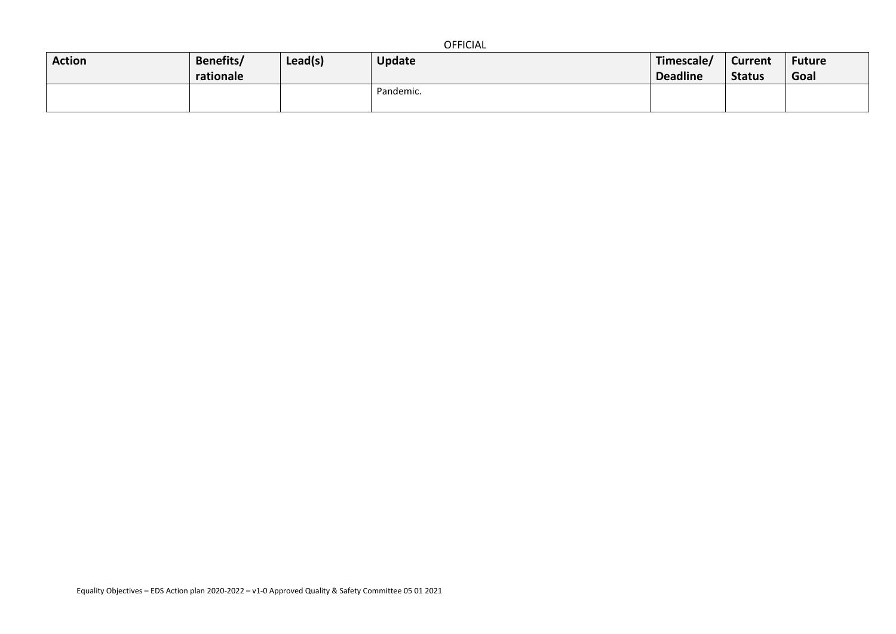| Action | Benefits/ rationale | Lead(s) | Update | Timescale/ Deadline | Current Status | Future Goal |
|---|---|---|---|---|---|---|
| | | | Pandemic. | | | |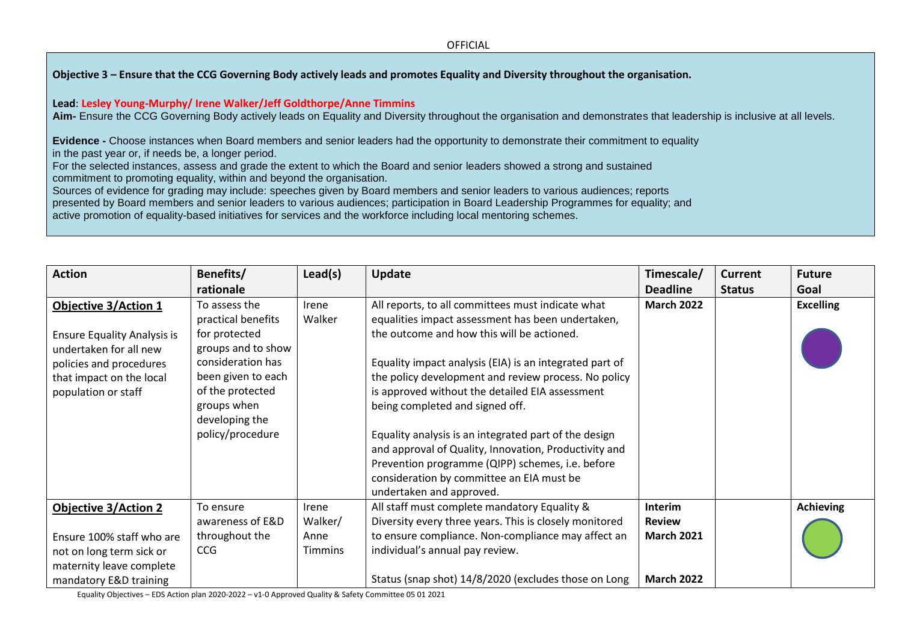**Objective 3 – Ensure that the CCG Governing Body actively leads and promotes Equality and Diversity throughout the organisation.**

**Lead**: **Lesley Young-Murphy/ Irene Walker/Jeff Goldthorpe/Anne Timmins**

**Aim-** Ensure the CCG Governing Body actively leads on Equality and Diversity throughout the organisation and demonstrates that leadership is inclusive at all levels.

**Evidence -** Choose instances when Board members and senior leaders had the opportunity to demonstrate their commitment to equality in the past year or, if needs be, a longer period.

For the selected instances, assess and grade the extent to which the Board and senior leaders showed a strong and sustained commitment to promoting equality, within and beyond the organisation.

Sources of evidence for grading may include: speeches given by Board members and senior leaders to various audiences; reports presented by Board members and senior leaders to various audiences; participation in Board Leadership Programmes for equality; and active promotion of equality-based initiatives for services and the workforce including local mentoring schemes.

| Action | Benefits/ rationale | Lead(s) | Update | Timescale/ Deadline | Current Status | Future Goal |
|---|---|---|---|---|---|---|
| **Objective 3/Action 1**<br><br>Ensure Equality Analysis is undertaken for all new policies and procedures that impact on the local population or staff | To assess the practical benefits for protected groups and to show consideration has been given to each of the protected groups when developing the policy/procedure | Irene Walker | All reports, to all committees must indicate what equalities impact assessment has been undertaken, the outcome and how this will be actioned.<br><br>Equality impact analysis (EIA) is an integrated part of the policy development and review process. No policy is approved without the detailed EIA assessment being completed and signed off.<br><br>Equality analysis is an integrated part of the design and approval of Quality, Innovation, Productivity and Prevention programme (QIPP) schemes, i.e. before consideration by committee an EIA must be undertaken and approved. | **March 2022** | | **Excelling** |
| **Objective 3/Action 2**<br><br>Ensure 100% staff who are not on long term sick or maternity leave complete mandatory E&D training | To ensure awareness of E&D throughout the CCG | Irene Walker/ Anne Timmins | All staff must complete mandatory Equality & Diversity every three years. This is closely monitored to ensure compliance. Non-compliance may affect an individual's annual pay review.<br><br>Status (snap shot) 14/8/2020 (excludes those on Long | **Interim Review March 2021**<br><br>**March 2022** | | **Achieving** |

Equality Objectives – EDS Action plan 2020-2022 – v1-0 Approved Quality & Safety Committee 05 01 2021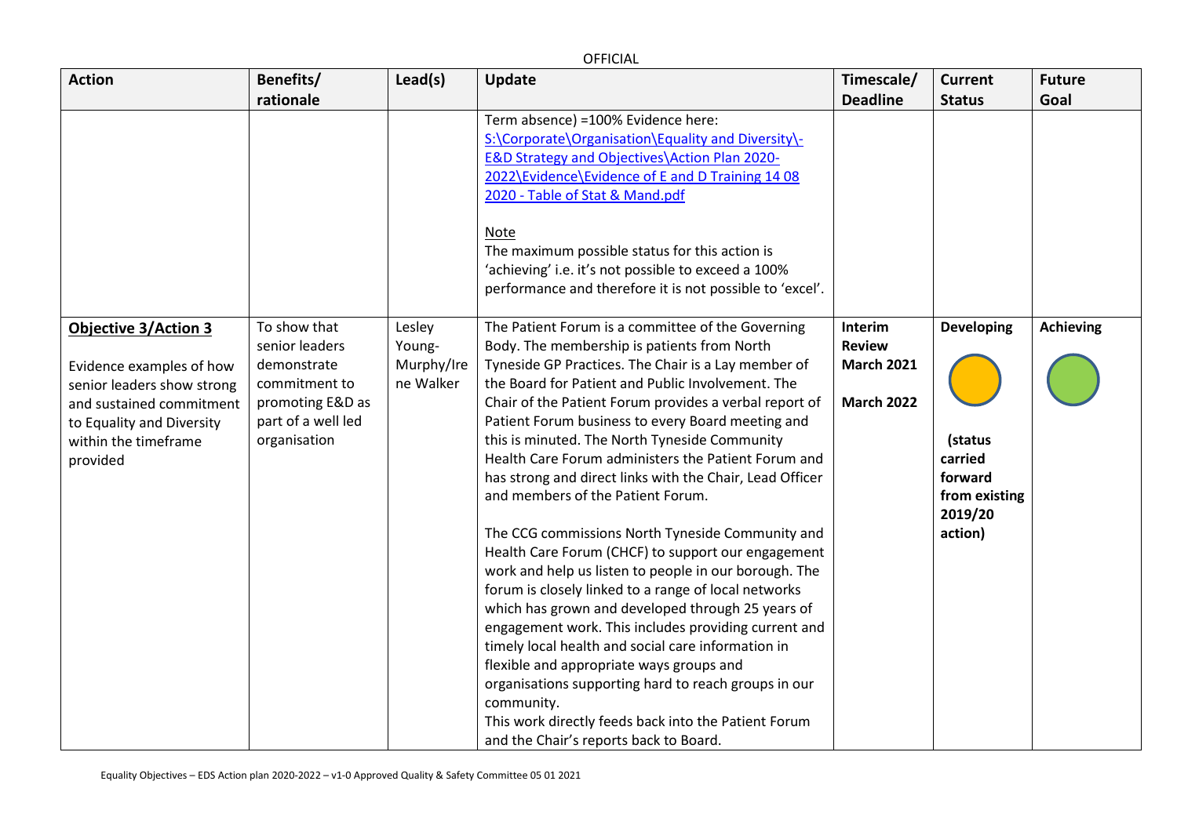| Action | Benefits/ rationale | Lead(s) | Update | Timescale/ Deadline | Current Status | Future Goal |
|---|---|---|---|---|---|---|
| | | | Term absence) =100% Evidence here: S:\Corporate\Organisation\Equality and Diversity\- E&D Strategy and Objectives\Action Plan 2020-2022\Evidence\Evidence of E and D Training 14 08 2020 - Table of Stat & Mand.pdf<br><br>Note<br>The maximum possible status for this action is 'achieving' i.e. it's not possible to exceed a 100% performance and therefore it is not possible to 'excel'. | | | |
| **Objective 3/Action 3**<br><br>Evidence examples of how senior leaders show strong and sustained commitment to Equality and Diversity within the timeframe provided | To show that senior leaders demonstrate commitment to promoting E&D as part of a well led organisation | Lesley Young-Murphy/Irene Walker | The Patient Forum is a committee of the Governing Body. The membership is patients from North Tyneside GP Practices. The Chair is a Lay member of the Board for Patient and Public Involvement. The Chair of the Patient Forum provides a verbal report of Patient Forum business to every Board meeting and this is minuted. The North Tyneside Community Health Care Forum administers the Patient Forum and has strong and direct links with the Chair, Lead Officer and members of the Patient Forum.<br><br>The CCG commissions North Tyneside Community and Health Care Forum (CHCF) to support our engagement work and help us listen to people in our borough. The forum is closely linked to a range of local networks which has grown and developed through 25 years of engagement work. This includes providing current and timely local health and social care information in flexible and appropriate ways groups and organisations supporting hard to reach groups in our community.<br>This work directly feeds back into the Patient Forum and the Chair's reports back to Board. | **Interim Review March 2021**<br><br>**March 2022** | **Developing**<br><br>**(status carried forward from existing 2019/20 action)** | **Achieving** |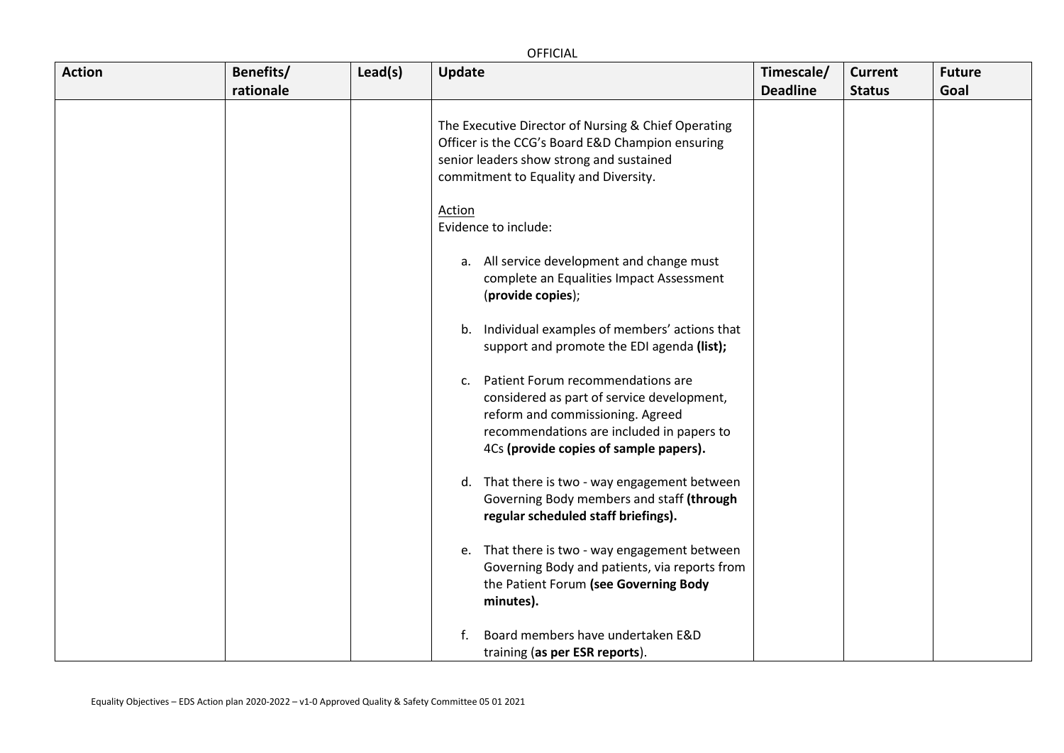| Action | Benefits/ rationale | Lead(s) | Update | Timescale/ Deadline | Current Status | Future Goal |
|---|---|---|---|---|---|---|
| | | | The Executive Director of Nursing & Chief Operating Officer is the CCG's Board E&D Champion ensuring senior leaders show strong and sustained commitment to Equality and Diversity.<br><br>Action<br>Evidence to include:<br><br>a. All service development and change must complete an Equalities Impact Assessment (**provide copies**);<br><br>b. Individual examples of members' actions that support and promote the EDI agenda **(list);**<br><br>c. Patient Forum recommendations are considered as part of service development, reform and commissioning. Agreed recommendations are included in papers to 4Cs **(provide copies of sample papers).**<br><br>d. That there is two - way engagement between Governing Body members and staff **(through regular scheduled staff briefings).**<br><br>e. That there is two - way engagement between Governing Body and patients, via reports from the Patient Forum **(see Governing Body minutes).**<br><br>f. Board members have undertaken E&D training (**as per ESR reports**). | | | |